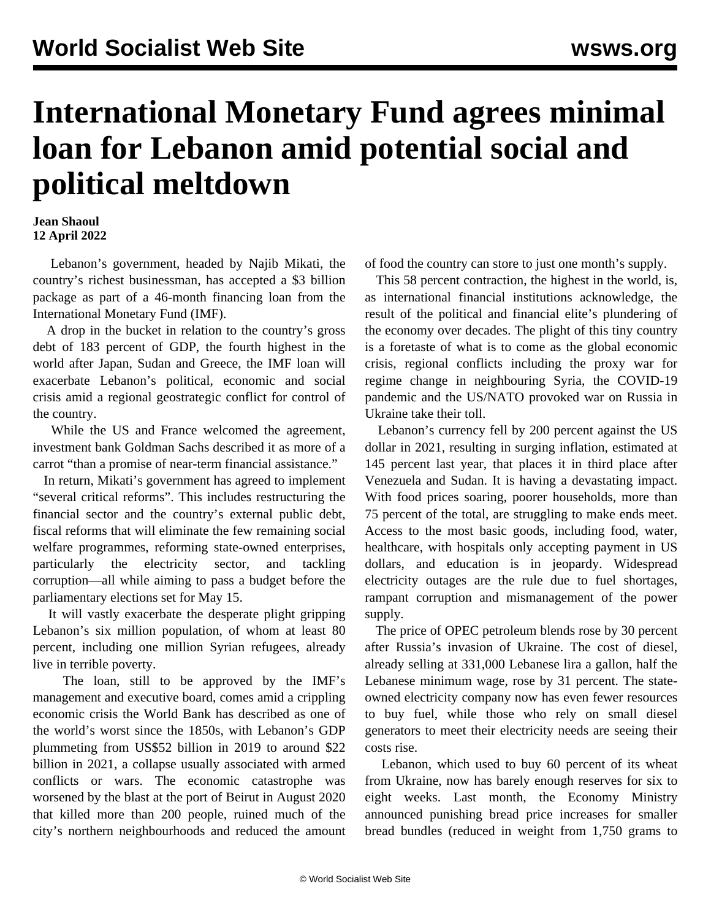# International Monetary Fund agrees minimal loan for Lebanon amid potential social and political meltdown

**Jean Shaoul**
**12 April 2022**

Lebanon's government, headed by Najib Mikati, the country's richest businessman, has accepted a $3 billion package as part of a 46-month financing loan from the International Monetary Fund (IMF).

A drop in the bucket in relation to the country's gross debt of 183 percent of GDP, the fourth highest in the world after Japan, Sudan and Greece, the IMF loan will exacerbate Lebanon's political, economic and social crisis amid a regional geostrategic conflict for control of the country.

While the US and France welcomed the agreement, investment bank Goldman Sachs described it as more of a carrot "than a promise of near-term financial assistance."

In return, Mikati's government has agreed to implement "several critical reforms". This includes restructuring the financial sector and the country's external public debt, fiscal reforms that will eliminate the few remaining social welfare programmes, reforming state-owned enterprises, particularly the electricity sector, and tackling corruption—all while aiming to pass a budget before the parliamentary elections set for May 15.

It will vastly exacerbate the desperate plight gripping Lebanon's six million population, of whom at least 80 percent, including one million Syrian refugees, already live in terrible poverty.

The loan, still to be approved by the IMF's management and executive board, comes amid a crippling economic crisis the World Bank has described as one of the world's worst since the 1850s, with Lebanon's GDP plummeting from US$52 billion in 2019 to around $22 billion in 2021, a collapse usually associated with armed conflicts or wars. The economic catastrophe was worsened by the blast at the port of Beirut in August 2020 that killed more than 200 people, ruined much of the city's northern neighbourhoods and reduced the amount of food the country can store to just one month's supply.

This 58 percent contraction, the highest in the world, is, as international financial institutions acknowledge, the result of the political and financial elite's plundering of the economy over decades. The plight of this tiny country is a foretaste of what is to come as the global economic crisis, regional conflicts including the proxy war for regime change in neighbouring Syria, the COVID-19 pandemic and the US/NATO provoked war on Russia in Ukraine take their toll.

Lebanon's currency fell by 200 percent against the US dollar in 2021, resulting in surging inflation, estimated at 145 percent last year, that places it in third place after Venezuela and Sudan. It is having a devastating impact. With food prices soaring, poorer households, more than 75 percent of the total, are struggling to make ends meet. Access to the most basic goods, including food, water, healthcare, with hospitals only accepting payment in US dollars, and education is in jeopardy. Widespread electricity outages are the rule due to fuel shortages, rampant corruption and mismanagement of the power supply.

The price of OPEC petroleum blends rose by 30 percent after Russia's invasion of Ukraine. The cost of diesel, already selling at 331,000 Lebanese lira a gallon, half the Lebanese minimum wage, rose by 31 percent. The state-owned electricity company now has even fewer resources to buy fuel, while those who rely on small diesel generators to meet their electricity needs are seeing their costs rise.

Lebanon, which used to buy 60 percent of its wheat from Ukraine, now has barely enough reserves for six to eight weeks. Last month, the Economy Ministry announced punishing bread price increases for smaller bread bundles (reduced in weight from 1,750 grams to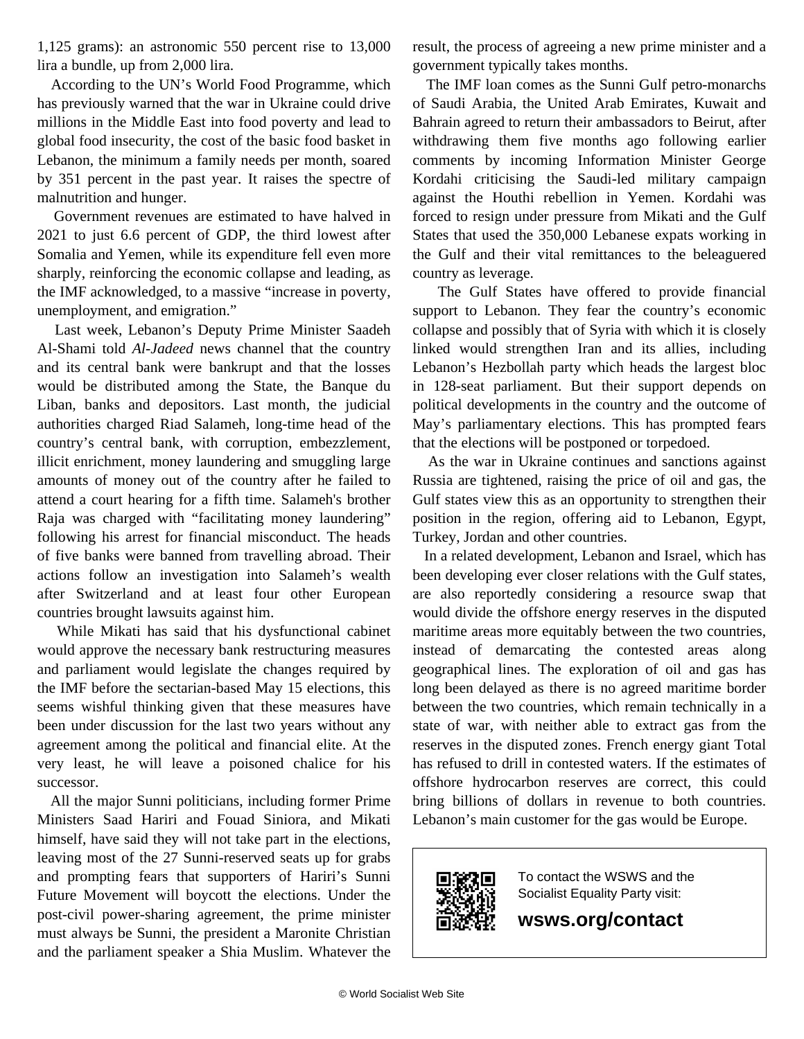1,125 grams): an astronomic 550 percent rise to 13,000 lira a bundle, up from 2,000 lira.

According to the UN's World Food Programme, which has previously warned that the war in Ukraine could drive millions in the Middle East into food poverty and lead to global food insecurity, the cost of the basic food basket in Lebanon, the minimum a family needs per month, soared by 351 percent in the past year. It raises the spectre of malnutrition and hunger.

Government revenues are estimated to have halved in 2021 to just 6.6 percent of GDP, the third lowest after Somalia and Yemen, while its expenditure fell even more sharply, reinforcing the economic collapse and leading, as the IMF acknowledged, to a massive "increase in poverty, unemployment, and emigration."

Last week, Lebanon's Deputy Prime Minister Saadeh Al-Shami told *Al-Jadeed* news channel that the country and its central bank were bankrupt and that the losses would be distributed among the State, the Banque du Liban, banks and depositors. Last month, the judicial authorities charged Riad Salameh, long-time head of the country's central bank, with corruption, embezzlement, illicit enrichment, money laundering and smuggling large amounts of money out of the country after he failed to attend a court hearing for a fifth time. Salameh's brother Raja was charged with "facilitating money laundering" following his arrest for financial misconduct. The heads of five banks were banned from travelling abroad. Their actions follow an investigation into Salameh's wealth after Switzerland and at least four other European countries brought lawsuits against him.

While Mikati has said that his dysfunctional cabinet would approve the necessary bank restructuring measures and parliament would legislate the changes required by the IMF before the sectarian-based May 15 elections, this seems wishful thinking given that these measures have been under discussion for the last two years without any agreement among the political and financial elite. At the very least, he will leave a poisoned chalice for his successor.

All the major Sunni politicians, including former Prime Ministers Saad Hariri and Fouad Siniora, and Mikati himself, have said they will not take part in the elections, leaving most of the 27 Sunni-reserved seats up for grabs and prompting fears that supporters of Hariri's Sunni Future Movement will boycott the elections. Under the post-civil power-sharing agreement, the prime minister must always be Sunni, the president a Maronite Christian and the parliament speaker a Shia Muslim. Whatever the result, the process of agreeing a new prime minister and a government typically takes months.

The IMF loan comes as the Sunni Gulf petro-monarchs of Saudi Arabia, the United Arab Emirates, Kuwait and Bahrain agreed to return their ambassadors to Beirut, after withdrawing them five months ago following earlier comments by incoming Information Minister George Kordahi criticising the Saudi-led military campaign against the Houthi rebellion in Yemen. Kordahi was forced to resign under pressure from Mikati and the Gulf States that used the 350,000 Lebanese expats working in the Gulf and their vital remittances to the beleaguered country as leverage.

The Gulf States have offered to provide financial support to Lebanon. They fear the country's economic collapse and possibly that of Syria with which it is closely linked would strengthen Iran and its allies, including Lebanon's Hezbollah party which heads the largest bloc in 128-seat parliament. But their support depends on political developments in the country and the outcome of May's parliamentary elections. This has prompted fears that the elections will be postponed or torpedoed.

As the war in Ukraine continues and sanctions against Russia are tightened, raising the price of oil and gas, the Gulf states view this as an opportunity to strengthen their position in the region, offering aid to Lebanon, Egypt, Turkey, Jordan and other countries.

In a related development, Lebanon and Israel, which has been developing ever closer relations with the Gulf states, are also reportedly considering a resource swap that would divide the offshore energy reserves in the disputed maritime areas more equitably between the two countries, instead of demarcating the contested areas along geographical lines. The exploration of oil and gas has long been delayed as there is no agreed maritime border between the two countries, which remain technically in a state of war, with neither able to extract gas from the reserves in the disputed zones. French energy giant Total has refused to drill in contested waters. If the estimates of offshore hydrocarbon reserves are correct, this could bring billions of dollars in revenue to both countries. Lebanon's main customer for the gas would be Europe.

To contact the WSWS and the Socialist Equality Party visit:

**wsws.org/contact**